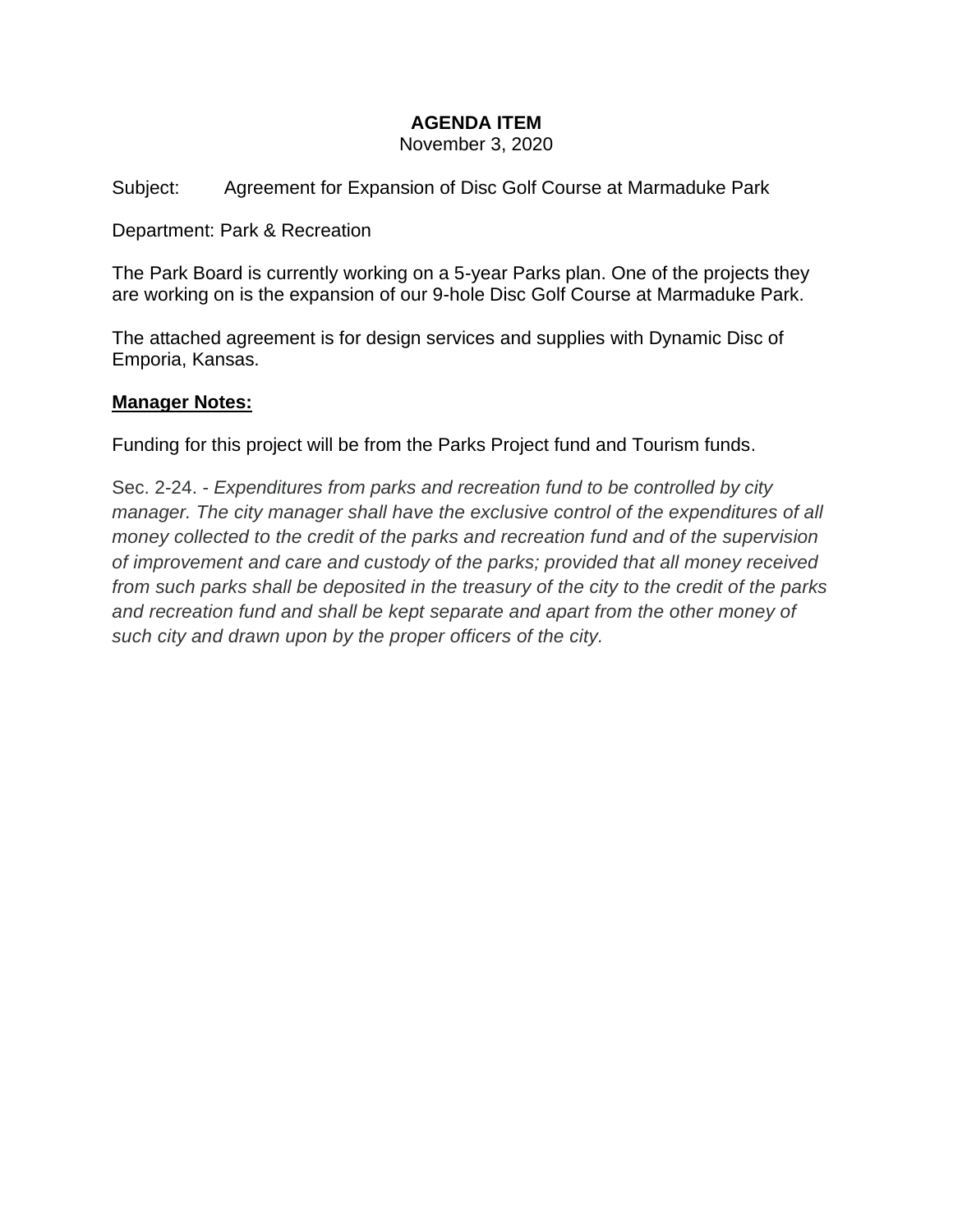**AGENDA ITEM**

November 3, 2020

Subject: Agreement for Expansion of Disc Golf Course at Marmaduke Park

Department: Park & Recreation

The Park Board is currently working on a 5-year Parks plan. One of the projects they are working on is the expansion of our 9-hole Disc Golf Course at Marmaduke Park.

The attached agreement is for design services and supplies with Dynamic Disc of Emporia, Kansas.

**Manager Notes:**

Funding for this project will be from the Parks Project fund and Tourism funds.

Sec. 2-24. - *Expenditures from parks and recreation fund to be controlled by city manager. The city manager shall have the exclusive control of the expenditures of all money collected to the credit of the parks and recreation fund and of the supervision of improvement and care and custody of the parks; provided that all money received from such parks shall be deposited in the treasury of the city to the credit of the parks and recreation fund and shall be kept separate and apart from the other money of such city and drawn upon by the proper officers of the city.*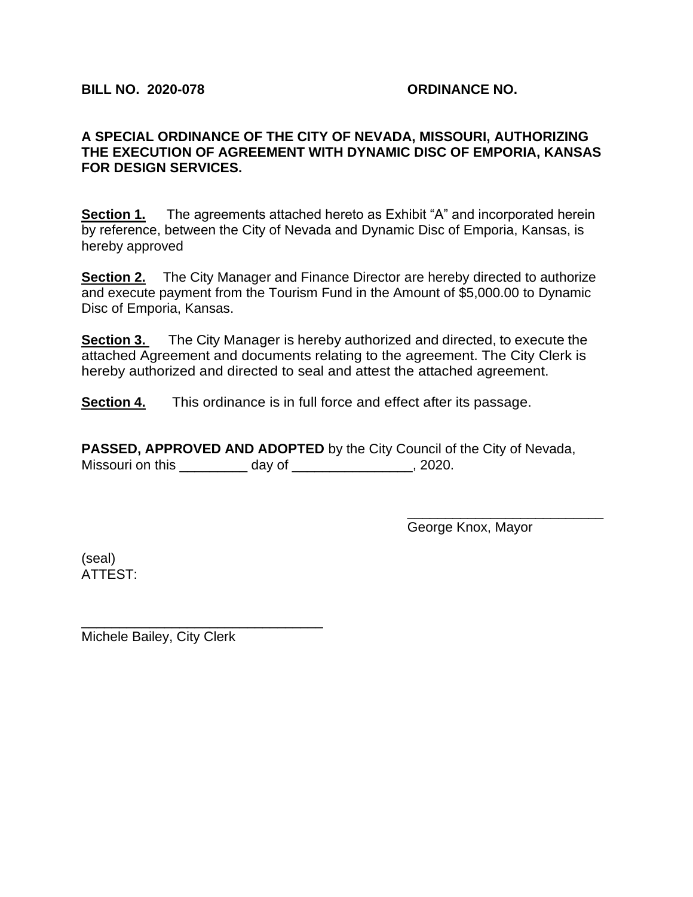**BILL NO. 2020-078** **ORDINANCE NO.**

**A SPECIAL ORDINANCE OF THE CITY OF NEVADA, MISSOURI, AUTHORIZING THE EXECUTION OF AGREEMENT WITH DYNAMIC DISC OF EMPORIA, KANSAS FOR DESIGN SERVICES.**

**Section 1.** The agreements attached hereto as Exhibit "A" and incorporated herein by reference, between the City of Nevada and Dynamic Disc of Emporia, Kansas, is hereby approved

**Section 2.** The City Manager and Finance Director are hereby directed to authorize and execute payment from the Tourism Fund in the Amount of $5,000.00 to Dynamic Disc of Emporia, Kansas.

**Section 3.** The City Manager is hereby authorized and directed, to execute the attached Agreement and documents relating to the agreement. The City Clerk is hereby authorized and directed to seal and attest the attached agreement.

**Section 4.** This ordinance is in full force and effect after its passage.

**PASSED, APPROVED AND ADOPTED** by the City Council of the City of Nevada, Missouri on this _________ day of ________________, 2020.

__________________________
George Knox, Mayor

(seal)
ATTEST:

_________________________________
Michele Bailey, City Clerk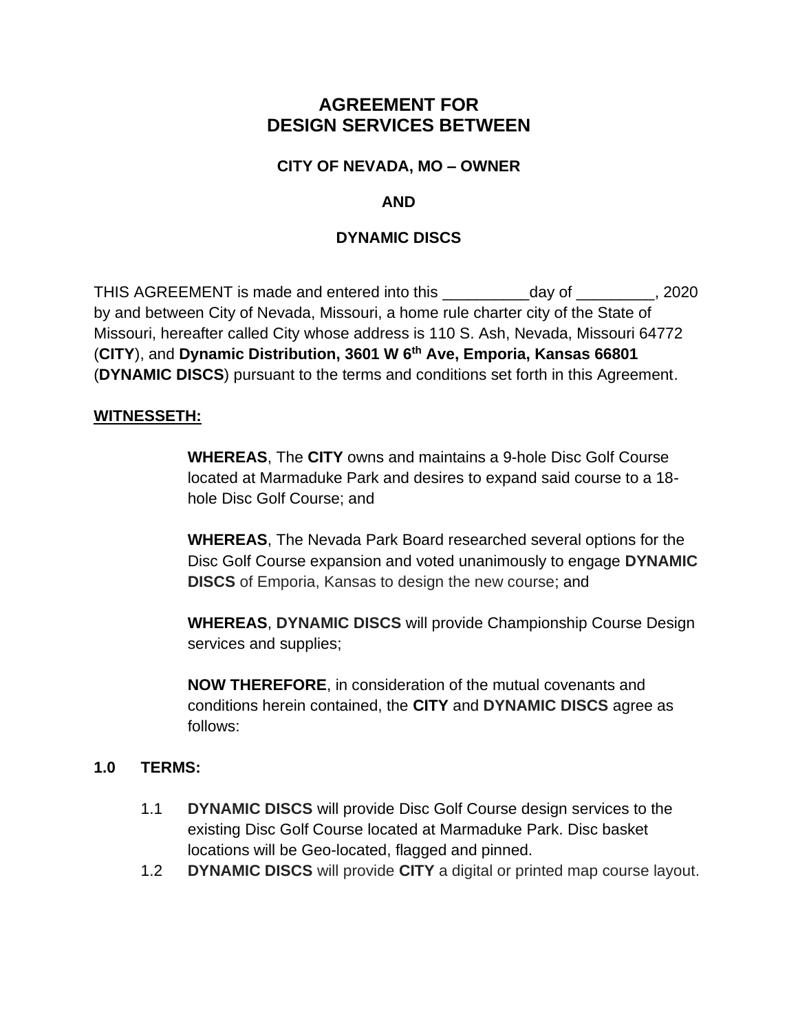# AGREEMENT FOR DESIGN SERVICES BETWEEN

**CITY OF NEVADA, MO – OWNER**

**AND**

**DYNAMIC DISCS**

THIS AGREEMENT is made and entered into this __________day of _________, 2020 by and between City of Nevada, Missouri, a home rule charter city of the State of Missouri, hereafter called City whose address is 110 S. Ash, Nevada, Missouri 64772 (**CITY**), and **Dynamic Distribution, 3601 W 6th Ave, Emporia, Kansas 66801** (**DYNAMIC DISCS**) pursuant to the terms and conditions set forth in this Agreement.

**WITNESSETH:**

> **WHEREAS**, The **CITY** owns and maintains a 9-hole Disc Golf Course located at Marmaduke Park and desires to expand said course to a 18-hole Disc Golf Course; and
>
> **WHEREAS**, The Nevada Park Board researched several options for the Disc Golf Course expansion and voted unanimously to engage **DYNAMIC DISCS** of Emporia, Kansas to design the new course; and
>
> **WHEREAS**, **DYNAMIC DISCS** will provide Championship Course Design services and supplies;
>
> **NOW THEREFORE**, in consideration of the mutual covenants and conditions herein contained, the **CITY** and **DYNAMIC DISCS** agree as follows:

**1.0 TERMS:**

1.1 **DYNAMIC DISCS** will provide Disc Golf Course design services to the existing Disc Golf Course located at Marmaduke Park. Disc basket locations will be Geo-located, flagged and pinned.

1.2 **DYNAMIC DISCS** will provide **CITY** a digital or printed map course layout.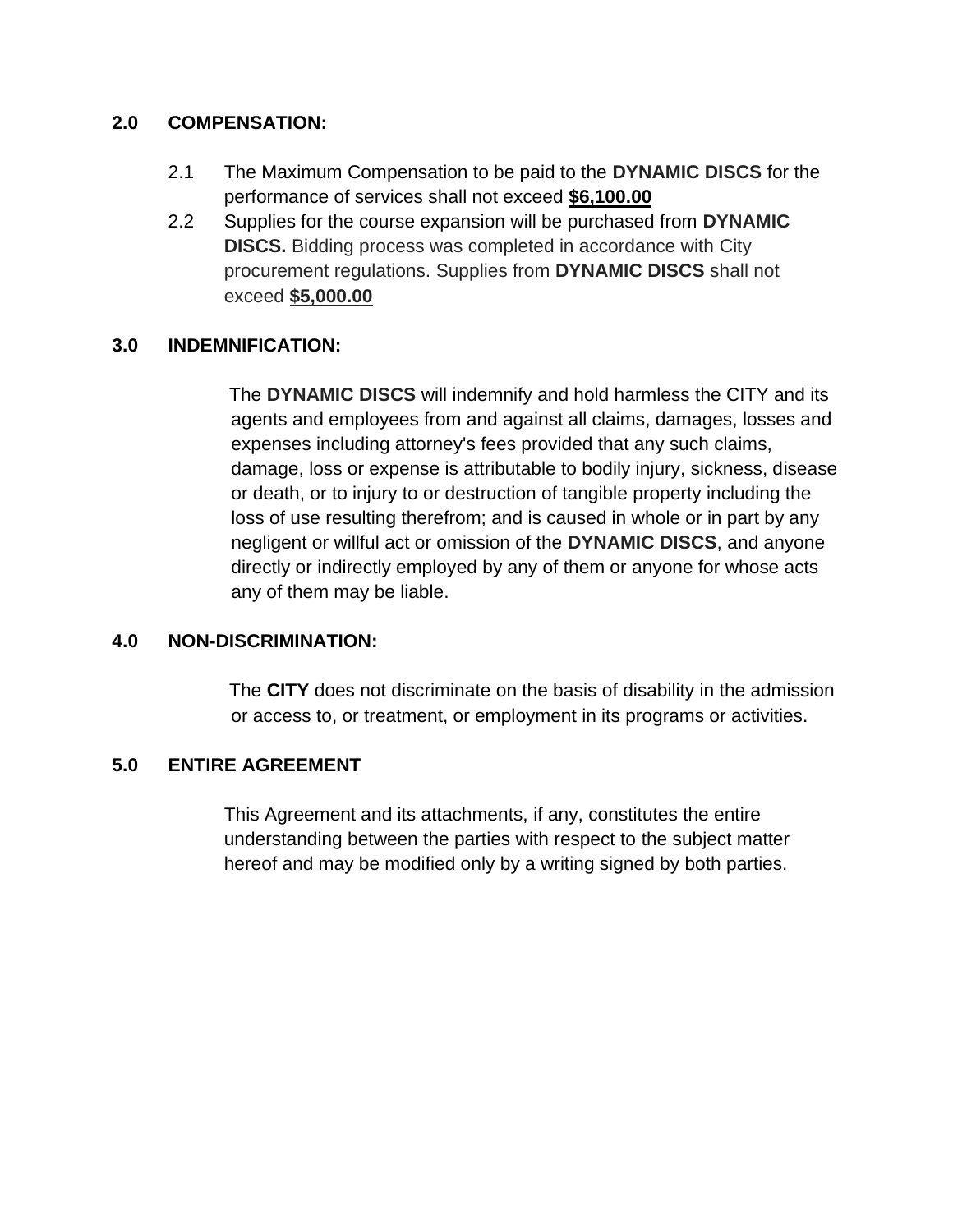## 2.0 COMPENSATION:

2.1 The Maximum Compensation to be paid to the **DYNAMIC DISCS** for the performance of services shall not exceed **$6,100.00**

2.2 Supplies for the course expansion will be purchased from **DYNAMIC DISCS.** Bidding process was completed in accordance with City procurement regulations. Supplies from **DYNAMIC DISCS** shall not exceed **$5,000.00**

## 3.0 INDEMNIFICATION:

The **DYNAMIC DISCS** will indemnify and hold harmless the CITY and its agents and employees from and against all claims, damages, losses and expenses including attorney's fees provided that any such claims, damage, loss or expense is attributable to bodily injury, sickness, disease or death, or to injury to or destruction of tangible property including the loss of use resulting therefrom; and is caused in whole or in part by any negligent or willful act or omission of the **DYNAMIC DISCS**, and anyone directly or indirectly employed by any of them or anyone for whose acts any of them may be liable.

## 4.0 NON-DISCRIMINATION:

The **CITY** does not discriminate on the basis of disability in the admission or access to, or treatment, or employment in its programs or activities.

## 5.0 ENTIRE AGREEMENT

This Agreement and its attachments, if any, constitutes the entire understanding between the parties with respect to the subject matter hereof and may be modified only by a writing signed by both parties.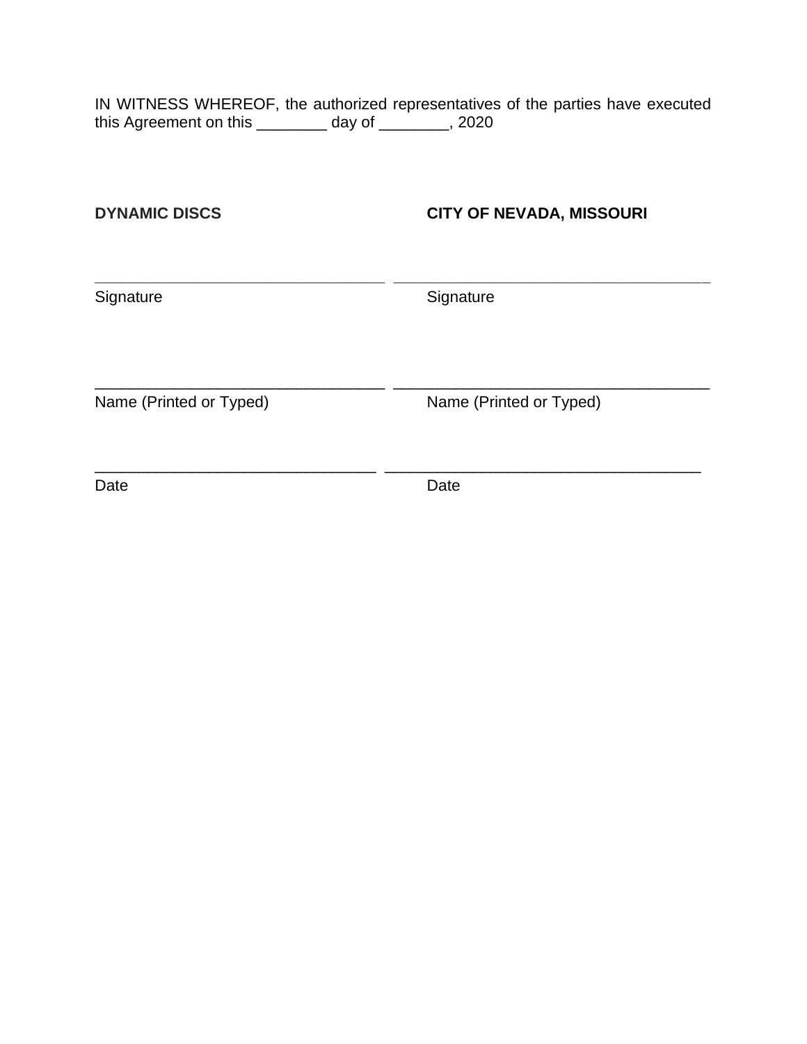IN WITNESS WHEREOF, the authorized representatives of the parties have executed this Agreement on this ________ day of ________, 2020

| **DYNAMIC DISCS** | **CITY OF NEVADA, MISSOURI** |
|---|---|
| _________________________________ | _________________________________ |
| Signature | Signature |
| _________________________________ | _________________________________ |
| Name (Printed or Typed) | Name (Printed or Typed) |
| _________________________________ | _________________________________ |
| Date | Date |